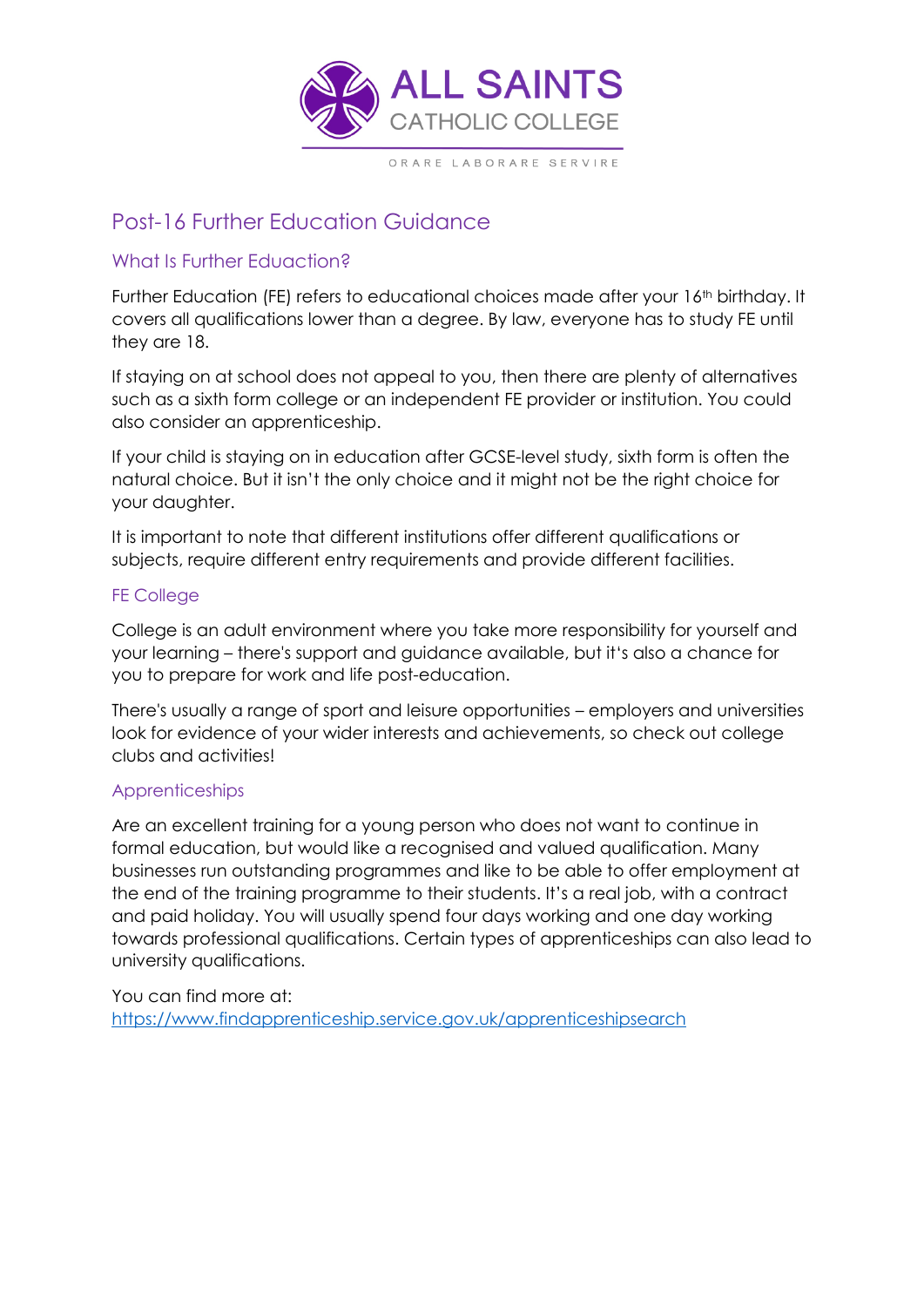ALL SAINTS
CATHOLIC COLLEGE

ORARE LABORARE SERVIRE

# Post-16 Further Education Guidance

## What Is Further Eduaction?

Further Education (FE) refers to educational choices made after your 16th birthday. It covers all qualifications lower than a degree. By law, everyone has to study FE until they are 18.

If staying on at school does not appeal to you, then there are plenty of alternatives such as a sixth form college or an independent FE provider or institution. You could also consider an apprenticeship.

If your child is staying on in education after GCSE-level study, sixth form is often the natural choice. But it isn't the only choice and it might not be the right choice for your daughter.

It is important to note that different institutions offer different qualifications or subjects, require different entry requirements and provide different facilities.

## FE College

College is an adult environment where you take more responsibility for yourself and your learning – there's support and guidance available, but it's also a chance for you to prepare for work and life post-education.

There's usually a range of sport and leisure opportunities – employers and universities look for evidence of your wider interests and achievements, so check out college clubs and activities!

## Apprenticeships

Are an excellent training for a young person who does not want to continue in formal education, but would like a recognised and valued qualification. Many businesses run outstanding programmes and like to be able to offer employment at the end of the training programme to their students. It's a real job, with a contract and paid holiday. You will usually spend four days working and one day working towards professional qualifications. Certain types of apprenticeships can also lead to university qualifications.

You can find more at:
https://www.findapprenticeship.service.gov.uk/apprenticeshipsearch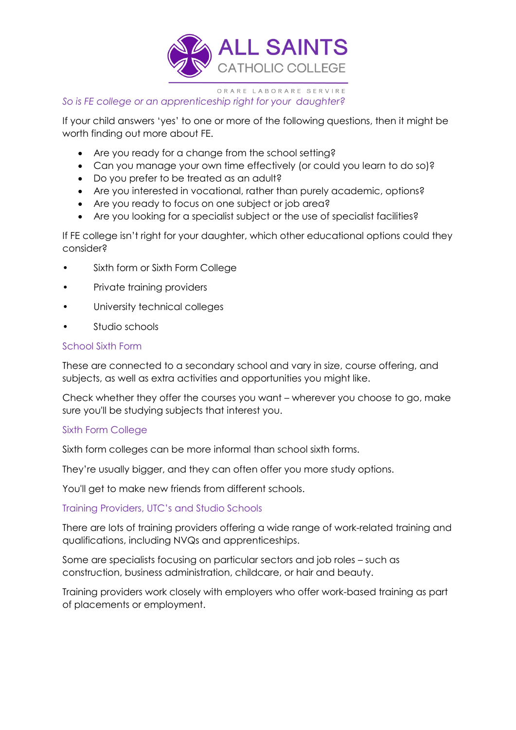*So is FE college or an apprenticeship right for your daughter?*

If your child answers 'yes' to one or more of the following questions, then it might be worth finding out more about FE.

- Are you ready for a change from the school setting?
- Can you manage your own time effectively (or could you learn to do so)?
- Do you prefer to be treated as an adult?
- Are you interested in vocational, rather than purely academic, options?
- Are you ready to focus on one subject or job area?
- Are you looking for a specialist subject or the use of specialist facilities?

If FE college isn't right for your daughter, which other educational options could they consider?

- Sixth form or Sixth Form College
- Private training providers
- University technical colleges
- Studio schools

## School Sixth Form

These are connected to a secondary school and vary in size, course offering, and subjects, as well as extra activities and opportunities you might like.

Check whether they offer the courses you want – wherever you choose to go, make sure you'll be studying subjects that interest you.

## Sixth Form College

Sixth form colleges can be more informal than school sixth forms.

They're usually bigger, and they can often offer you more study options.

You'll get to make new friends from different schools.

## Training Providers, UTC's and Studio Schools

There are lots of training providers offering a wide range of work-related training and qualifications, including NVQs and apprenticeships.

Some are specialists focusing on particular sectors and job roles – such as construction, business administration, childcare, or hair and beauty.

Training providers work closely with employers who offer work-based training as part of placements or employment.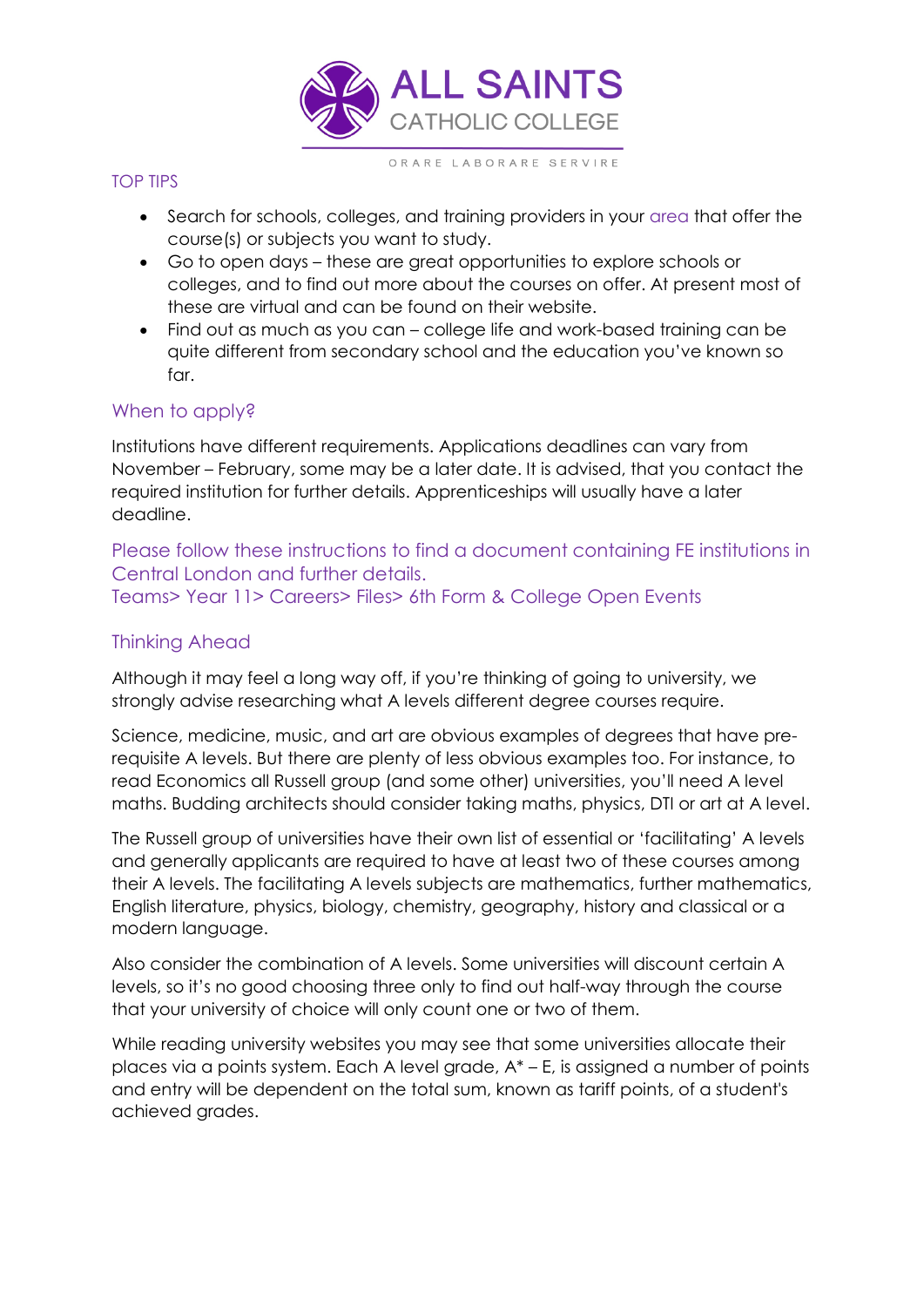## TOP TIPS

- Search for schools, colleges, and training providers in your area that offer the course(s) or subjects you want to study.
- Go to open days – these are great opportunities to explore schools or colleges, and to find out more about the courses on offer. At present most of these are virtual and can be found on their website.
- Find out as much as you can – college life and work-based training can be quite different from secondary school and the education you've known so far.

## When to apply?

Institutions have different requirements. Applications deadlines can vary from November – February, some may be a later date. It is advised, that you contact the required institution for further details. Apprenticeships will usually have a later deadline.

Please follow these instructions to find a document containing FE institutions in Central London and further details.
Teams> Year 11> Careers> Files> 6th Form & College Open Events

## Thinking Ahead

Although it may feel a long way off, if you're thinking of going to university, we strongly advise researching what A levels different degree courses require.

Science, medicine, music, and art are obvious examples of degrees that have pre-requisite A levels. But there are plenty of less obvious examples too. For instance, to read Economics all Russell group (and some other) universities, you'll need A level maths. Budding architects should consider taking maths, physics, DTI or art at A level.

The Russell group of universities have their own list of essential or 'facilitating' A levels and generally applicants are required to have at least two of these courses among their A levels. The facilitating A levels subjects are mathematics, further mathematics, English literature, physics, biology, chemistry, geography, history and classical or a modern language.

Also consider the combination of A levels. Some universities will discount certain A levels, so it's no good choosing three only to find out half-way through the course that your university of choice will only count one or two of them.

While reading university websites you may see that some universities allocate their places via a points system. Each A level grade, A* – E, is assigned a number of points and entry will be dependent on the total sum, known as tariff points, of a student's achieved grades.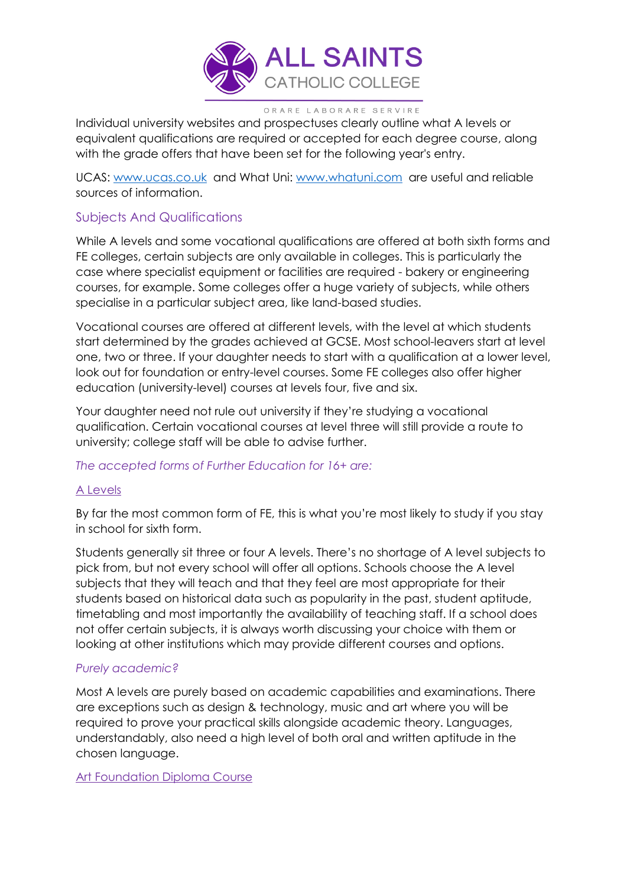Individual university websites and prospectuses clearly outline what A levels or equivalent qualifications are required or accepted for each degree course, along with the grade offers that have been set for the following year's entry.

UCAS: [www.ucas.co.uk](http://www.ucas.co.uk) and What Uni: [www.whatuni.com](http://www.whatuni.com) are useful and reliable sources of information.

## Subjects And Qualifications

While A levels and some vocational qualifications are offered at both sixth forms and FE colleges, certain subjects are only available in colleges. This is particularly the case where specialist equipment or facilities are required - bakery or engineering courses, for example. Some colleges offer a huge variety of subjects, while others specialise in a particular subject area, like land-based studies.

Vocational courses are offered at different levels, with the level at which students start determined by the grades achieved at GCSE. Most school-leavers start at level one, two or three. If your daughter needs to start with a qualification at a lower level, look out for foundation or entry-level courses. Some FE colleges also offer higher education (university-level) courses at levels four, five and six.

Your daughter need not rule out university if they're studying a vocational qualification. Certain vocational courses at level three will still provide a route to university; college staff will be able to advise further.

*The accepted forms of Further Education for 16+ are:*

### A Levels

By far the most common form of FE, this is what you're most likely to study if you stay in school for sixth form.

Students generally sit three or four A levels. There's no shortage of A level subjects to pick from, but not every school will offer all options. Schools choose the A level subjects that they will teach and that they feel are most appropriate for their students based on historical data such as popularity in the past, student aptitude, timetabling and most importantly the availability of teaching staff. If a school does not offer certain subjects, it is always worth discussing your choice with them or looking at other institutions which may provide different courses and options.

*Purely academic?*

Most A levels are purely based on academic capabilities and examinations. There are exceptions such as design & technology, music and art where you will be required to prove your practical skills alongside academic theory. Languages, understandably, also need a high level of both oral and written aptitude in the chosen language.

### Art Foundation Diploma Course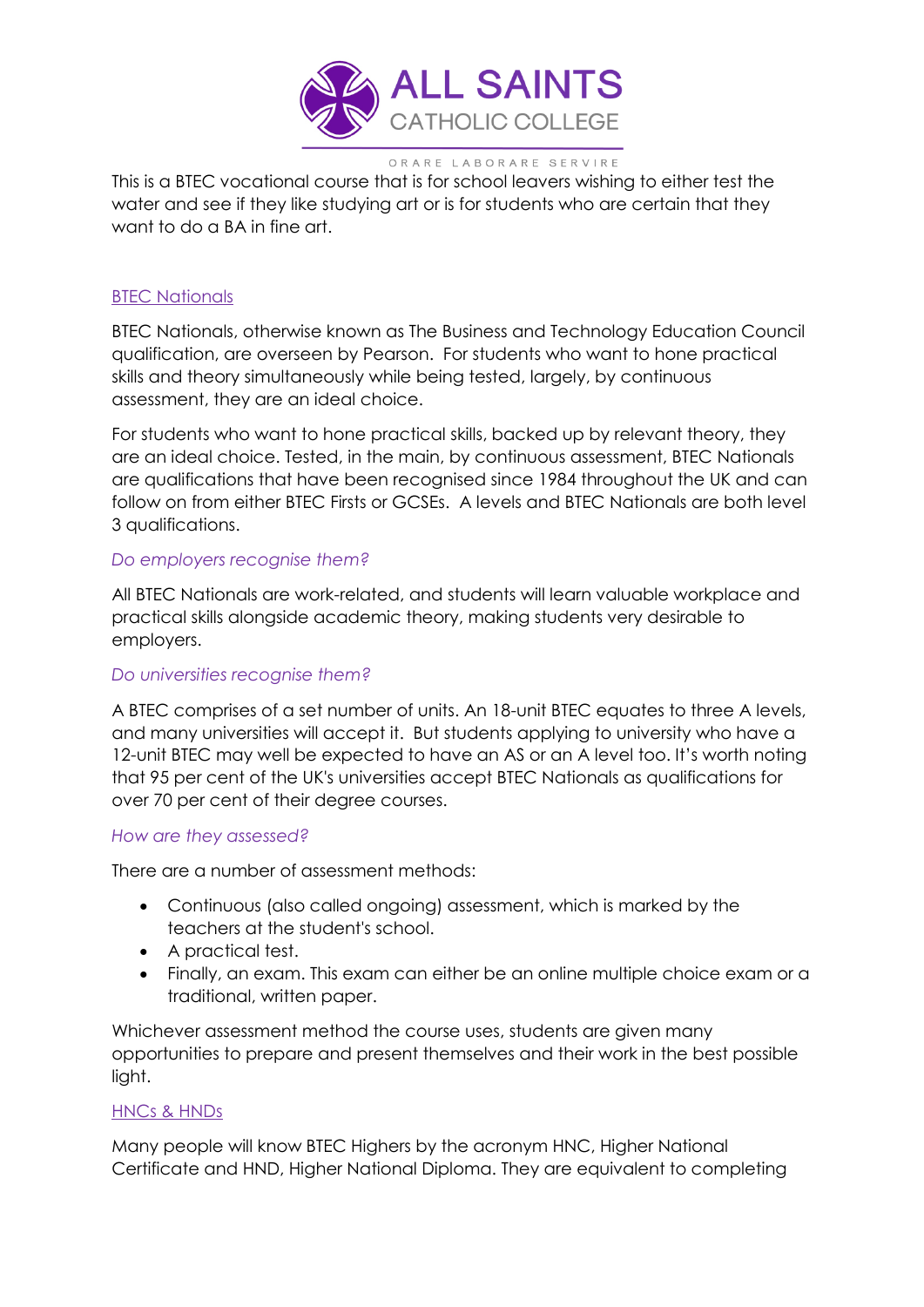This is a BTEC vocational course that is for school leavers wishing to either test the water and see if they like studying art or is for students who are certain that they want to do a BA in fine art.

## BTEC Nationals

BTEC Nationals, otherwise known as The Business and Technology Education Council qualification, are overseen by Pearson. For students who want to hone practical skills and theory simultaneously while being tested, largely, by continuous assessment, they are an ideal choice.

For students who want to hone practical skills, backed up by relevant theory, they are an ideal choice. Tested, in the main, by continuous assessment, BTEC Nationals are qualifications that have been recognised since 1984 throughout the UK and can follow on from either BTEC Firsts or GCSEs. A levels and BTEC Nationals are both level 3 qualifications.

### *Do employers recognise them?*

All BTEC Nationals are work-related, and students will learn valuable workplace and practical skills alongside academic theory, making students very desirable to employers.

### *Do universities recognise them?*

A BTEC comprises of a set number of units. An 18-unit BTEC equates to three A levels, and many universities will accept it. But students applying to university who have a 12-unit BTEC may well be expected to have an AS or an A level too. It's worth noting that 95 per cent of the UK's universities accept BTEC Nationals as qualifications for over 70 per cent of their degree courses.

### *How are they assessed?*

There are a number of assessment methods:

- Continuous (also called ongoing) assessment, which is marked by the teachers at the student's school.
- A practical test.
- Finally, an exam. This exam can either be an online multiple choice exam or a traditional, written paper.

Whichever assessment method the course uses, students are given many opportunities to prepare and present themselves and their work in the best possible light.

## HNCs & HNDs

Many people will know BTEC Highers by the acronym HNC, Higher National Certificate and HND, Higher National Diploma. They are equivalent to completing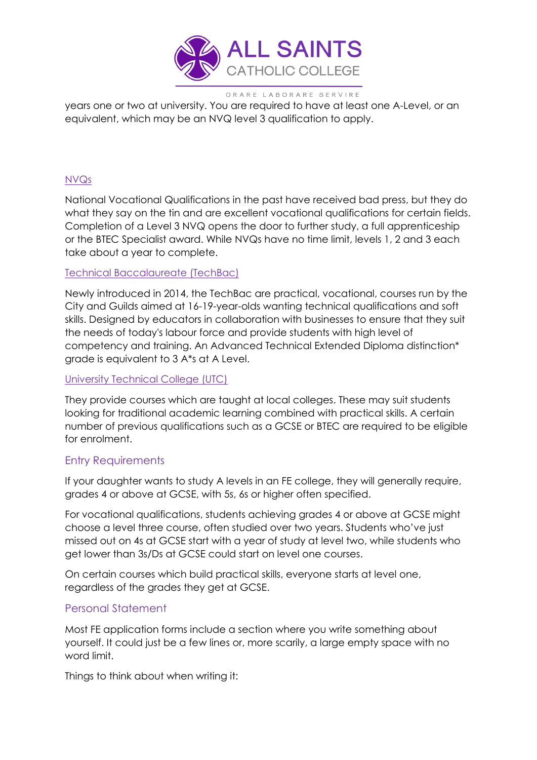years one or two at university. You are required to have at least one A-Level, or an equivalent, which may be an NVQ level 3 qualification to apply.

### NVQs

National Vocational Qualifications in the past have received bad press, but they do what they say on the tin and are excellent vocational qualifications for certain fields. Completion of a Level 3 NVQ opens the door to further study, a full apprenticeship or the BTEC Specialist award. While NVQs have no time limit, levels 1, 2 and 3 each take about a year to complete.

### Technical Baccalaureate (TechBac)

Newly introduced in 2014, the TechBac are practical, vocational, courses run by the City and Guilds aimed at 16-19-year-olds wanting technical qualifications and soft skills. Designed by educators in collaboration with businesses to ensure that they suit the needs of today's labour force and provide students with high level of competency and training. An Advanced Technical Extended Diploma distinction* grade is equivalent to 3 A*s at A Level.

### University Technical College (UTC)

They provide courses which are taught at local colleges. These may suit students looking for traditional academic learning combined with practical skills. A certain number of previous qualifications such as a GCSE or BTEC are required to be eligible for enrolment.

## Entry Requirements

If your daughter wants to study A levels in an FE college, they will generally require, grades 4 or above at GCSE, with 5s, 6s or higher often specified.

For vocational qualifications, students achieving grades 4 or above at GCSE might choose a level three course, often studied over two years. Students who've just missed out on 4s at GCSE start with a year of study at level two, while students who get lower than 3s/Ds at GCSE could start on level one courses.

On certain courses which build practical skills, everyone starts at level one, regardless of the grades they get at GCSE.

## Personal Statement

Most FE application forms include a section where you write something about yourself. It could just be a few lines or, more scarily, a large empty space with no word limit.

Things to think about when writing it: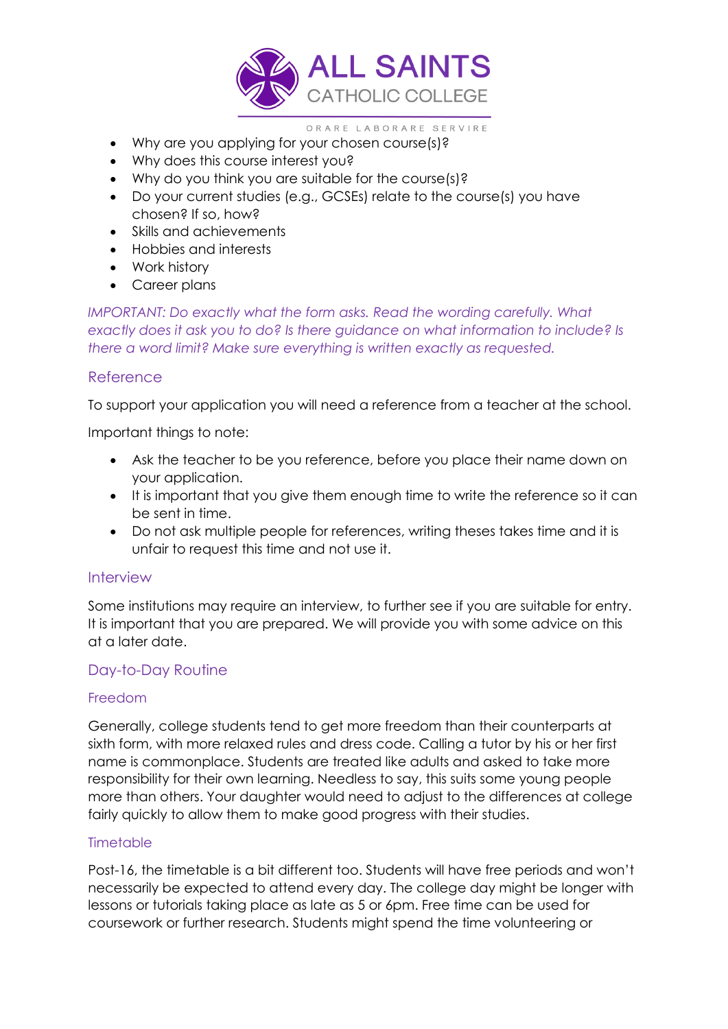- Why are you applying for your chosen course(s)?
- Why does this course interest you?
- Why do you think you are suitable for the course(s)?
- Do your current studies (e.g., GCSEs) relate to the course(s) you have chosen? If so, how?
- Skills and achievements
- Hobbies and interests
- Work history
- Career plans

*IMPORTANT: Do exactly what the form asks. Read the wording carefully. What exactly does it ask you to do? Is there guidance on what information to include? Is there a word limit? Make sure everything is written exactly as requested.*

## Reference

To support your application you will need a reference from a teacher at the school.

Important things to note:

- Ask the teacher to be you reference, before you place their name down on your application.
- It is important that you give them enough time to write the reference so it can be sent in time.
- Do not ask multiple people for references, writing theses takes time and it is unfair to request this time and not use it.

## Interview

Some institutions may require an interview, to further see if you are suitable for entry. It is important that you are prepared. We will provide you with some advice on this at a later date.

## Day-to-Day Routine

### Freedom

Generally, college students tend to get more freedom than their counterparts at sixth form, with more relaxed rules and dress code. Calling a tutor by his or her first name is commonplace. Students are treated like adults and asked to take more responsibility for their own learning. Needless to say, this suits some young people more than others. Your daughter would need to adjust to the differences at college fairly quickly to allow them to make good progress with their studies.

### Timetable

Post-16, the timetable is a bit different too. Students will have free periods and won't necessarily be expected to attend every day. The college day might be longer with lessons or tutorials taking place as late as 5 or 6pm. Free time can be used for coursework or further research. Students might spend the time volunteering or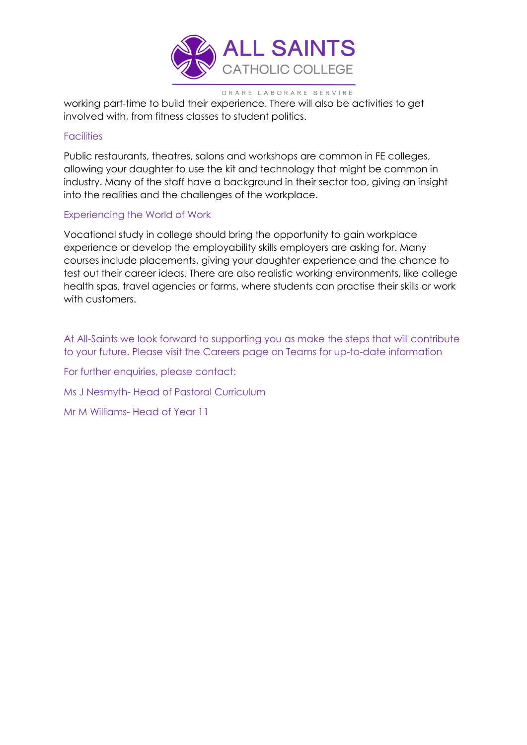working part-time to build their experience. There will also be activities to get involved with, from fitness classes to student politics.

### Facilities

Public restaurants, theatres, salons and workshops are common in FE colleges, allowing your daughter to use the kit and technology that might be common in industry. Many of the staff have a background in their sector too, giving an insight into the realities and the challenges of the workplace.

### Experiencing the World of Work

Vocational study in college should bring the opportunity to gain workplace experience or develop the employability skills employers are asking for. Many courses include placements, giving your daughter experience and the chance to test out their career ideas. There are also realistic working environments, like college health spas, travel agencies or farms, where students can practise their skills or work with customers.

At All-Saints we look forward to supporting you as make the steps that will contribute to your future. Please visit the Careers page on Teams for up-to-date information

For further enquiries, please contact:

Ms J Nesmyth- Head of Pastoral Curriculum

Mr M Williams- Head of Year 11